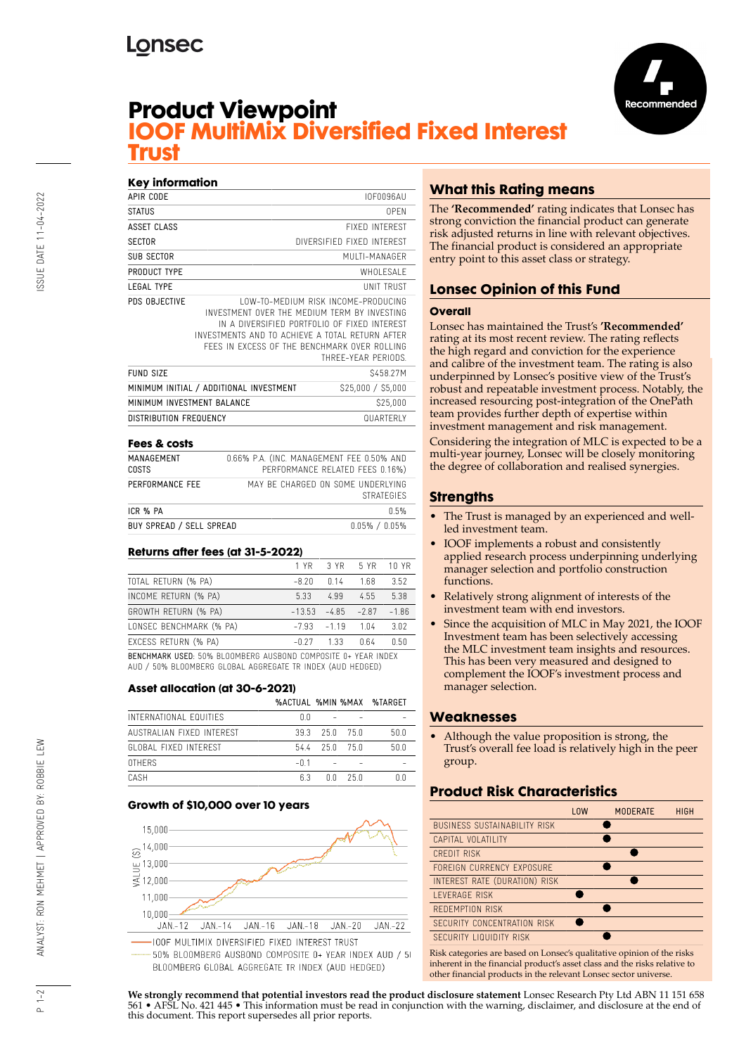Lonsec

# Product Viewpoint
## IOOF MultiMix Diversified Fixed Interest Trust

Recommended

### Key information

| | |
|---|---|
| APIR CODE | IOF0096AU |
| STATUS | OPEN |
| ASSET CLASS | FIXED INTEREST |
| SECTOR | DIVERSIFIED FIXED INTEREST |
| SUB SECTOR | MULTI-MANAGER |
| PRODUCT TYPE | WHOLESALE |
| LEGAL TYPE | UNIT TRUST |
| PDS OBJECTIVE | LOW-TO-MEDIUM RISK INCOME-PRODUCING INVESTMENT OVER THE MEDIUM TERM BY INVESTING IN A DIVERSIFIED PORTFOLIO OF FIXED INTEREST INVESTMENTS AND TO ACHIEVE A TOTAL RETURN AFTER FEES IN EXCESS OF THE BENCHMARK OVER ROLLING THREE-YEAR PERIODS. |
| FUND SIZE | $458.27M |
| MINIMUM INITIAL / ADDITIONAL INVESTMENT | $25,000 / $5,000 |
| MINIMUM INVESTMENT BALANCE | $25,000 |
| DISTRIBUTION FREQUENCY | QUARTERLY |

### Fees & costs

| | |
|---|---|
| MANAGEMENT COSTS | 0.66% P.A. (INC. MANAGEMENT FEE 0.50% AND PERFORMANCE RELATED FEES 0.16%) |
| PERFORMANCE FEE | MAY BE CHARGED ON SOME UNDERLYING STRATEGIES |
| ICR % PA | 0.5% |
| BUY SPREAD / SELL SPREAD | 0.05% / 0.05% |

### Returns after fees (at 31-5-2022)

| | 1 YR | 3 YR | 5 YR | 10 YR |
|---|---|---|---|---|
| TOTAL RETURN (% PA) | -8.20 | 0.14 | 1.68 | 3.52 |
| INCOME RETURN (% PA) | 5.33 | 4.99 | 4.55 | 5.38 |
| GROWTH RETURN (% PA) | -13.53 | -4.85 | -2.87 | -1.86 |
| LONSEC BENCHMARK (% PA) | -7.93 | -1.19 | 1.04 | 3.02 |
| EXCESS RETURN (% PA) | -0.27 | 1.33 | 0.64 | 0.50 |

BENCHMARK USED: 50% BLOOMBERG AUSBOND COMPOSITE 0+ YEAR INDEX AUD / 50% BLOOMBERG GLOBAL AGGREGATE TR INDEX (AUD HEDGED)

### Asset allocation (at 30-6-2021)

| | %ACTUAL | %MIN | %MAX | %TARGET |
|---|---|---|---|---|
| INTERNATIONAL EQUITIES | 0.0 | - | - | - |
| AUSTRALIAN FIXED INTEREST | 39.3 | 25.0 | 75.0 | 50.0 |
| GLOBAL FIXED INTEREST | 54.4 | 25.0 | 75.0 | 50.0 |
| OTHERS | -0.1 | - | - | - |
| CASH | 6.3 | 0.0 | 25.0 | 0.0 |

### Growth of $10,000 over 10 years

IOOF MULTIMIX DIVERSIFIED FIXED INTEREST TRUST

50% BLOOMBERG AUSBOND COMPOSITE 0+ YEAR INDEX AUD / 50% BLOOMBERG GLOBAL AGGREGATE TR INDEX (AUD HEDGED)

## What this Rating means

The **'Recommended'** rating indicates that Lonsec has strong conviction the financial product can generate risk adjusted returns in line with relevant objectives. The financial product is considered an appropriate entry point to this asset class or strategy.

## Lonsec Opinion of this Fund

### Overall

Lonsec has maintained the Trust's **'Recommended'** rating at its most recent review. The rating reflects the high regard and conviction for the experience and calibre of the investment team. The rating is also underpinned by Lonsec's positive view of the Trust's robust and repeatable investment process. Notably, the increased resourcing post-integration of the OnePath team provides further depth of expertise within investment management and risk management.

Considering the integration of MLC is expected to be a multi-year journey, Lonsec will be closely monitoring the degree of collaboration and realised synergies.

## Strengths

- The Trust is managed by an experienced and well-led investment team.
- IOOF implements a robust and consistently applied research process underpinning underlying manager selection and portfolio construction functions.
- Relatively strong alignment of interests of the investment team with end investors.
- Since the acquisition of MLC in May 2021, the IOOF Investment team has been selectively accessing the MLC investment team insights and resources. This has been very measured and designed to complement the IOOF's investment process and manager selection.

## Weaknesses

- Although the value proposition is strong, the Trust's overall fee load is relatively high in the peer group.

## Product Risk Characteristics

| | LOW | MODERATE | HIGH |
|---|---|---|---|
| BUSINESS SUSTAINABILITY RISK | | ● | |
| CAPITAL VOLATILITY | | ● | |
| CREDIT RISK | | ● (moderate-high) | |
| FOREIGN CURRENCY EXPOSURE | | ● | |
| INTEREST RATE (DURATION) RISK | | ● (moderate-high) | |
| LEVERAGE RISK | ● | | |
| REDEMPTION RISK | | ● | |
| SECURITY CONCENTRATION RISK | ● | | |
| SECURITY LIQUIDITY RISK | | ● | |

Risk categories are based on Lonsec's qualitative opinion of the risks inherent in the financial product's asset class and the risks relative to other financial products in the relevant Lonsec sector universe.

**We strongly recommend that potential investors read the product disclosure statement** Lonsec Research Pty Ltd ABN 11 151 658 561 • AFSL No. 421 445 • This information must be read in conjunction with the warning, disclaimer, and disclosure at the end of this document. This report supersedes all prior reports.

ISSUE DATE 11-04-2022

ANALYST: RON MEHMET | APPROVED BY: ROBBIE LEW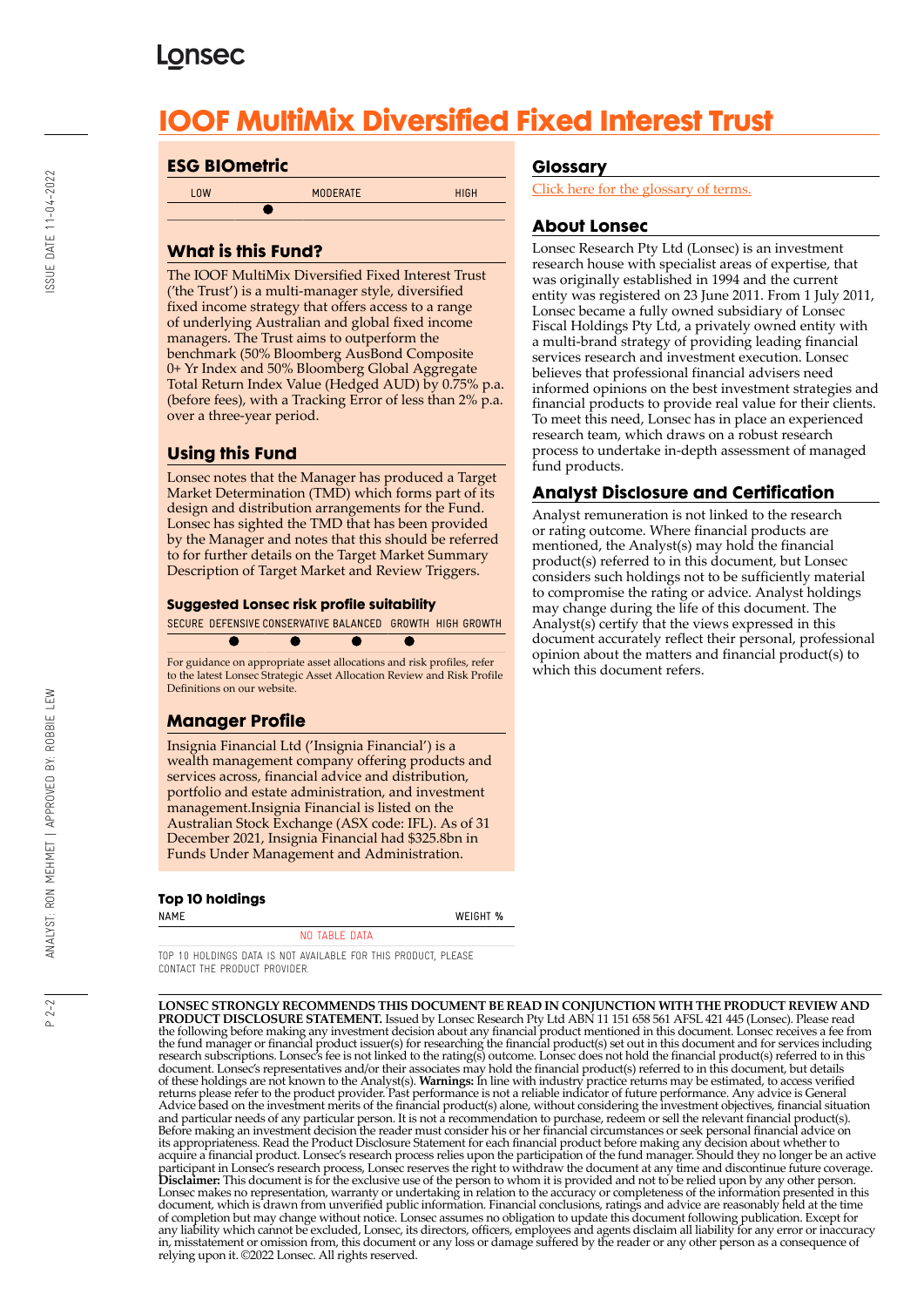# IOOF MultiMix Diversified Fixed Interest Trust

## ESG BIOmetric

LOW MODERATE HIGH

## What is this Fund?

The IOOF MultiMix Diversified Fixed Interest Trust ('the Trust') is a multi-manager style, diversified fixed income strategy that offers access to a range of underlying Australian and global fixed income managers. The Trust aims to outperform the benchmark (50% Bloomberg AusBond Composite 0+ Yr Index and 50% Bloomberg Global Aggregate Total Return Index Value (Hedged AUD) by 0.75% p.a. (before fees), with a Tracking Error of less than 2% p.a. over a three-year period.

## Using this Fund

Lonsec notes that the Manager has produced a Target Market Determination (TMD) which forms part of its design and distribution arrangements for the Fund. Lonsec has sighted the TMD that has been provided by the Manager and notes that this should be referred to for further details on the Target Market Summary Description of Target Market and Review Triggers.

### Suggested Lonsec risk profile suitability

| SECURE | DEFENSIVE | CONSERVATIVE | BALANCED | GROWTH | HIGH GROWTH |
|---|---|---|---|---|---|
| | ● | ● | ● | ● | |

For guidance on appropriate asset allocations and risk profiles, refer to the latest Lonsec Strategic Asset Allocation Review and Risk Profile Definitions on our website.

## Manager Profile

Insignia Financial Ltd ('Insignia Financial') is a wealth management company offering products and services across, financial advice and distribution, portfolio and estate administration, and investment management.Insignia Financial is listed on the Australian Stock Exchange (ASX code: IFL). As of 31 December 2021, Insignia Financial had $325.8bn in Funds Under Management and Administration.

### Top 10 holdings

| NAME | WEIGHT % |
|---|---|
| NO TABLE DATA | |

TOP 10 HOLDINGS DATA IS NOT AVAILABLE FOR THIS PRODUCT, PLEASE CONTACT THE PRODUCT PROVIDER.

## Glossary

Click here for the glossary of terms.

## About Lonsec

Lonsec Research Pty Ltd (Lonsec) is an investment research house with specialist areas of expertise, that was originally established in 1994 and the current entity was registered on 23 June 2011. From 1 July 2011, Lonsec became a fully owned subsidiary of Lonsec Fiscal Holdings Pty Ltd, a privately owned entity with a multi-brand strategy of providing leading financial services research and investment execution. Lonsec believes that professional financial advisers need informed opinions on the best investment strategies and financial products to provide real value for their clients. To meet this need, Lonsec has in place an experienced research team, which draws on a robust research process to undertake in-depth assessment of managed fund products.

## Analyst Disclosure and Certification

Analyst remuneration is not linked to the research or rating outcome. Where financial products are mentioned, the Analyst(s) may hold the financial product(s) referred to in this document, but Lonsec considers such holdings not to be sufficiently material to compromise the rating or advice. Analyst holdings may change during the life of this document. The Analyst(s) certify that the views expressed in this document accurately reflect their personal, professional opinion about the matters and financial product(s) to which this document refers.

**LONSEC STRONGLY RECOMMENDS THIS DOCUMENT BE READ IN CONJUNCTION WITH THE PRODUCT REVIEW AND PRODUCT DISCLOSURE STATEMENT.** Issued by Lonsec Research Pty Ltd ABN 11 151 658 561 AFSL 421 445 (Lonsec). Please read the following before making any investment decision about any financial product mentioned in this document. Lonsec receives a fee from the fund manager or financial product issuer(s) for researching the financial product(s) set out in this document and for services including research subscriptions. Lonsec's fee is not linked to the rating(s) outcome. Lonsec does not hold the financial product(s) referred to in this document. Lonsec's representatives and/or their associates may hold the financial product(s) referred to in this document, but details of these holdings are not known to the Analyst(s). **Warnings:** In line with industry practice returns may be estimated, to access verified returns please refer to the product provider. Past performance is not a reliable indicator of future performance. Any advice is General Advice based on the investment merits of the financial product(s) alone, without considering the investment objectives, financial situation and particular needs of any particular person. It is not a recommendation to purchase, redeem or sell the relevant financial product(s). Before making an investment decision the reader must consider his or her financial circumstances or seek personal financial advice on its appropriateness. Read the Product Disclosure Statement for each financial product before making any decision about whether to acquire a financial product. Lonsec's research process relies upon the participation of the fund manager. Should they no longer be an active participant in Lonsec's research process, Lonsec reserves the right to withdraw the document at any time and discontinue future coverage. **Disclaimer:** This document is for the exclusive use of the person to whom it is provided and not to be relied upon by any other person. Lonsec makes no representation, warranty or undertaking in relation to the accuracy or completeness of the information presented in this document, which is drawn from unverified public information. Financial conclusions, ratings and advice are reasonably held at the time of completion but may change without notice. Lonsec assumes no obligation to update this document following publication. Except for any liability which cannot be excluded, Lonsec, its directors, officers, employees and agents disclaim all liability for any error or inaccuracy in, misstatement or omission from, this document or any loss or damage suffered by the reader or any other person as a consequence of relying upon it. ©2022 Lonsec. All rights reserved.